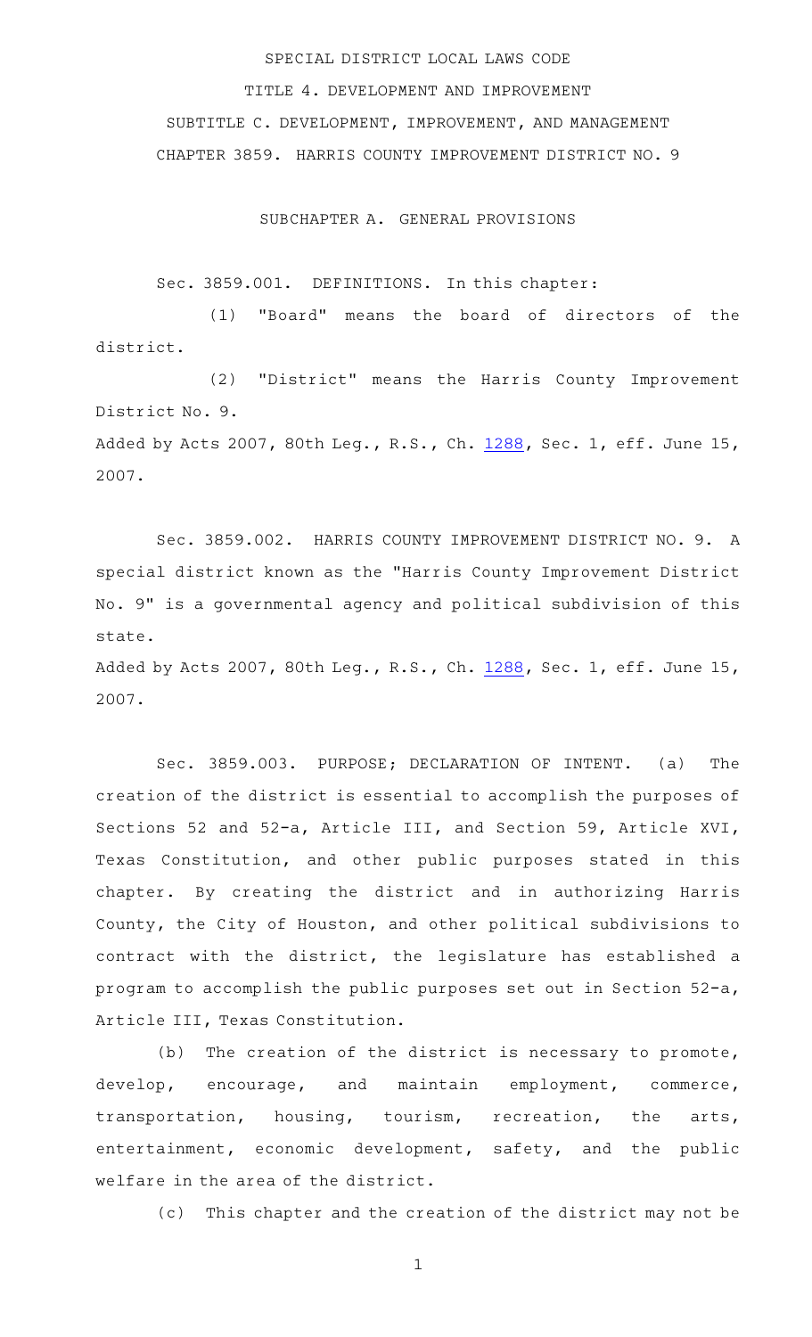SPECIAL DISTRICT LOCAL LAWS CODE

TITLE 4. DEVELOPMENT AND IMPROVEMENT

SUBTITLE C. DEVELOPMENT, IMPROVEMENT, AND MANAGEMENT

CHAPTER 3859. HARRIS COUNTY IMPROVEMENT DISTRICT NO. 9

SUBCHAPTER A. GENERAL PROVISIONS

Sec. 3859.001. DEFINITIONS. In this chapter:

(1) "Board" means the board of directors of the district.

(2) "District" means the Harris County Improvement District No. 9.

Added by Acts 2007, 80th Leg., R.S., Ch. 1288, Sec. 1, eff. June 15, 2007.

Sec. 3859.002. HARRIS COUNTY IMPROVEMENT DISTRICT NO. 9. A special district known as the "Harris County Improvement District No. 9" is a governmental agency and political subdivision of this state.

Added by Acts 2007, 80th Leg., R.S., Ch. 1288, Sec. 1, eff. June 15, 2007.

Sec. 3859.003. PURPOSE; DECLARATION OF INTENT. (a) The creation of the district is essential to accomplish the purposes of Sections 52 and 52-a, Article III, and Section 59, Article XVI, Texas Constitution, and other public purposes stated in this chapter. By creating the district and in authorizing Harris County, the City of Houston, and other political subdivisions to contract with the district, the legislature has established a program to accomplish the public purposes set out in Section 52-a, Article III, Texas Constitution.

(b) The creation of the district is necessary to promote, develop, encourage, and maintain employment, commerce, transportation, housing, tourism, recreation, the arts, entertainment, economic development, safety, and the public welfare in the area of the district.

(c) This chapter and the creation of the district may not be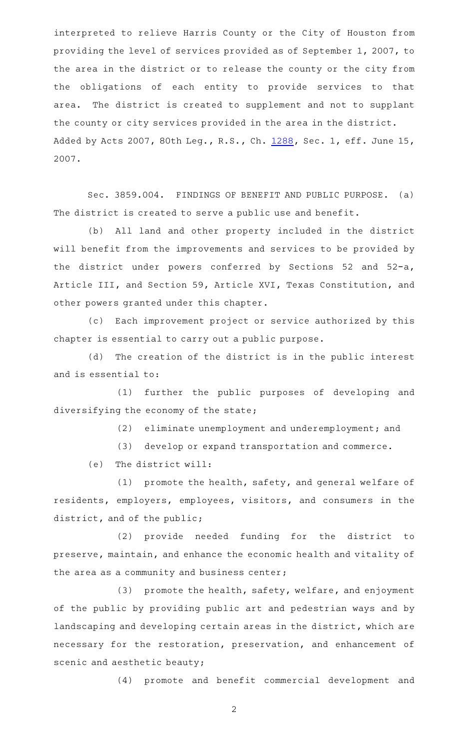interpreted to relieve Harris County or the City of Houston from providing the level of services provided as of September 1, 2007, to the area in the district or to release the county or the city from the obligations of each entity to provide services to that area. The district is created to supplement and not to supplant the county or city services provided in the area in the district.

Added by Acts 2007, 80th Leg., R.S., Ch. 1288, Sec. 1, eff. June 15, 2007.

Sec. 3859.004. FINDINGS OF BENEFIT AND PUBLIC PURPOSE. (a) The district is created to serve a public use and benefit.

(b) All land and other property included in the district will benefit from the improvements and services to be provided by the district under powers conferred by Sections 52 and 52-a, Article III, and Section 59, Article XVI, Texas Constitution, and other powers granted under this chapter.

(c) Each improvement project or service authorized by this chapter is essential to carry out a public purpose.

(d) The creation of the district is in the public interest and is essential to:

(1) further the public purposes of developing and diversifying the economy of the state;

(2) eliminate unemployment and underemployment; and

(3) develop or expand transportation and commerce.

(e) The district will:

(1) promote the health, safety, and general welfare of residents, employers, employees, visitors, and consumers in the district, and of the public;

(2) provide needed funding for the district to preserve, maintain, and enhance the economic health and vitality of the area as a community and business center;

(3) promote the health, safety, welfare, and enjoyment of the public by providing public art and pedestrian ways and by landscaping and developing certain areas in the district, which are necessary for the restoration, preservation, and enhancement of scenic and aesthetic beauty;

(4) promote and benefit commercial development and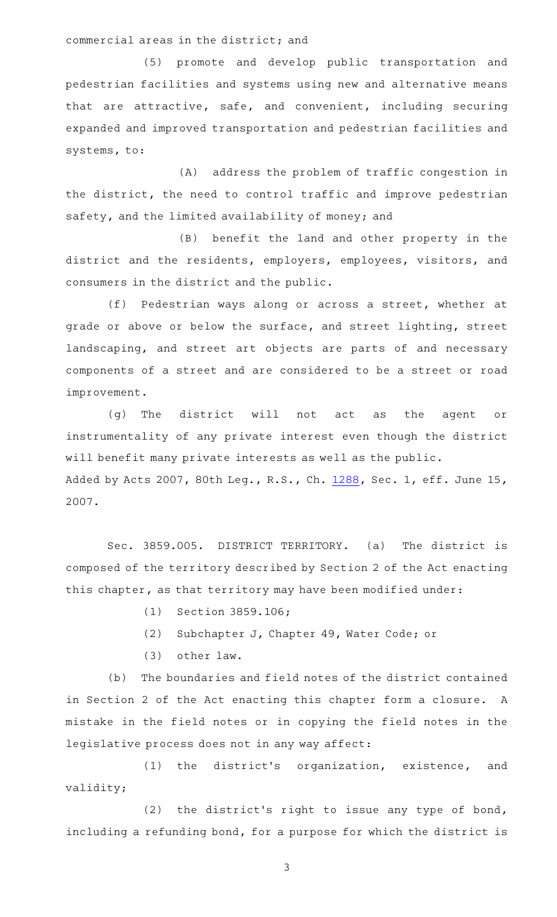commercial areas in the district; and

(5) promote and develop public transportation and pedestrian facilities and systems using new and alternative means that are attractive, safe, and convenient, including securing expanded and improved transportation and pedestrian facilities and systems, to:

(A) address the problem of traffic congestion in the district, the need to control traffic and improve pedestrian safety, and the limited availability of money; and

(B) benefit the land and other property in the district and the residents, employers, employees, visitors, and consumers in the district and the public.

(f) Pedestrian ways along or across a street, whether at grade or above or below the surface, and street lighting, street landscaping, and street art objects are parts of and necessary components of a street and are considered to be a street or road improvement.

(g) The district will not act as the agent or instrumentality of any private interest even though the district will benefit many private interests as well as the public.

Added by Acts 2007, 80th Leg., R.S., Ch. 1288, Sec. 1, eff. June 15, 2007.

Sec. 3859.005. DISTRICT TERRITORY. (a) The district is composed of the territory described by Section 2 of the Act enacting this chapter, as that territory may have been modified under:

(1) Section 3859.106;

(2) Subchapter J, Chapter 49, Water Code; or

(3) other law.

(b) The boundaries and field notes of the district contained in Section 2 of the Act enacting this chapter form a closure. A mistake in the field notes or in copying the field notes in the legislative process does not in any way affect:

(1) the district's organization, existence, and validity;

(2) the district's right to issue any type of bond, including a refunding bond, for a purpose for which the district is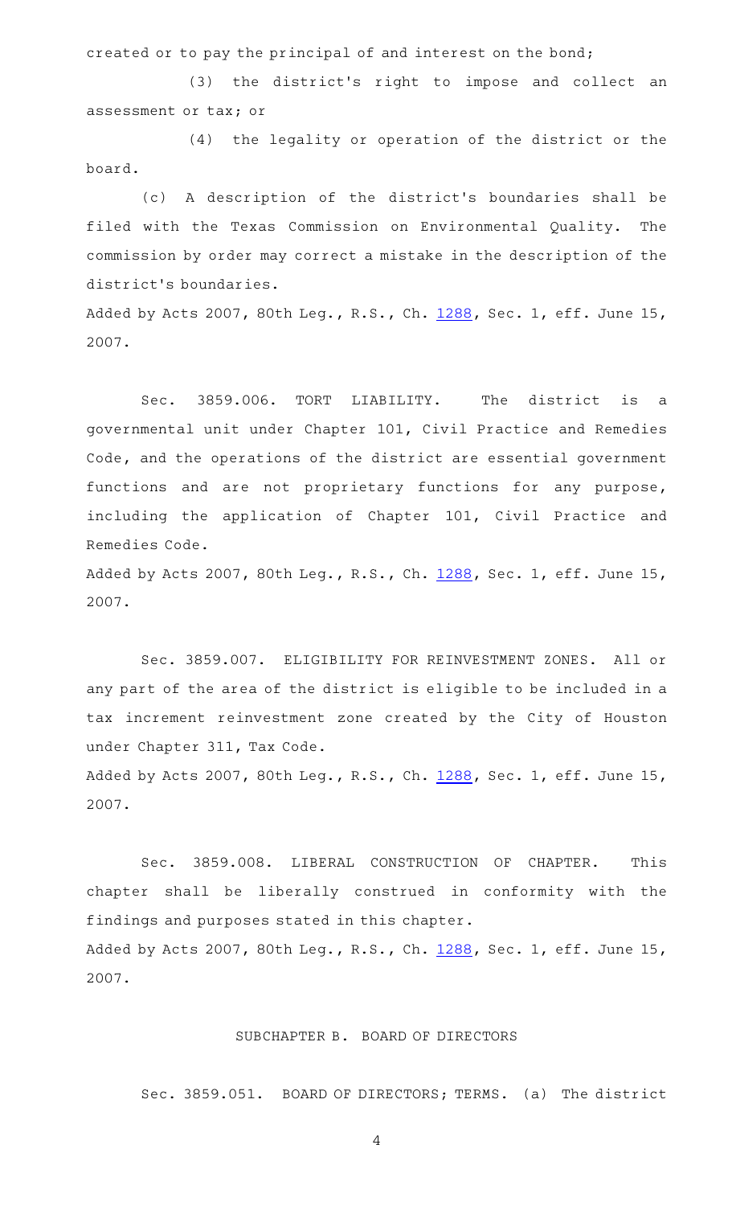created or to pay the principal of and interest on the bond;

(3) the district's right to impose and collect an assessment or tax; or

(4) the legality or operation of the district or the board.

(c) A description of the district's boundaries shall be filed with the Texas Commission on Environmental Quality. The commission by order may correct a mistake in the description of the district's boundaries.

Added by Acts 2007, 80th Leg., R.S., Ch. 1288, Sec. 1, eff. June 15, 2007.

Sec. 3859.006. TORT LIABILITY. The district is a governmental unit under Chapter 101, Civil Practice and Remedies Code, and the operations of the district are essential government functions and are not proprietary functions for any purpose, including the application of Chapter 101, Civil Practice and Remedies Code.

Added by Acts 2007, 80th Leg., R.S., Ch. 1288, Sec. 1, eff. June 15, 2007.

Sec. 3859.007. ELIGIBILITY FOR REINVESTMENT ZONES. All or any part of the area of the district is eligible to be included in a tax increment reinvestment zone created by the City of Houston under Chapter 311, Tax Code.

Added by Acts 2007, 80th Leg., R.S., Ch. 1288, Sec. 1, eff. June 15, 2007.

Sec. 3859.008. LIBERAL CONSTRUCTION OF CHAPTER. This chapter shall be liberally construed in conformity with the findings and purposes stated in this chapter.

Added by Acts 2007, 80th Leg., R.S., Ch. 1288, Sec. 1, eff. June 15, 2007.

## SUBCHAPTER B. BOARD OF DIRECTORS

Sec. 3859.051. BOARD OF DIRECTORS; TERMS. (a) The district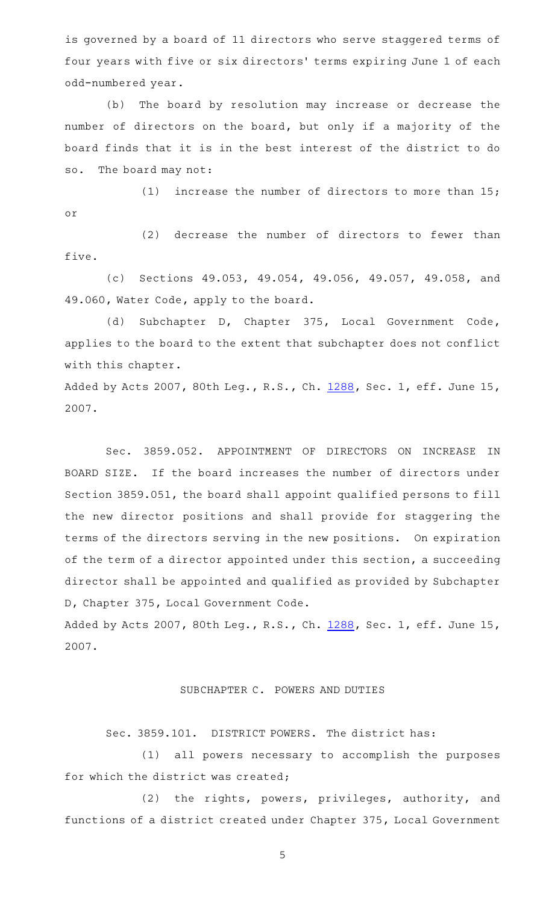is governed by a board of 11 directors who serve staggered terms of four years with five or six directors' terms expiring June 1 of each odd-numbered year.

(b) The board by resolution may increase or decrease the number of directors on the board, but only if a majority of the board finds that it is in the best interest of the district to do so. The board may not:

(1) increase the number of directors to more than 15; or

(2) decrease the number of directors to fewer than five.

(c) Sections 49.053, 49.054, 49.056, 49.057, 49.058, and 49.060, Water Code, apply to the board.

(d) Subchapter D, Chapter 375, Local Government Code, applies to the board to the extent that subchapter does not conflict with this chapter.

Added by Acts 2007, 80th Leg., R.S., Ch. 1288, Sec. 1, eff. June 15, 2007.

Sec. 3859.052. APPOINTMENT OF DIRECTORS ON INCREASE IN BOARD SIZE. If the board increases the number of directors under Section 3859.051, the board shall appoint qualified persons to fill the new director positions and shall provide for staggering the terms of the directors serving in the new positions. On expiration of the term of a director appointed under this section, a succeeding director shall be appointed and qualified as provided by Subchapter D, Chapter 375, Local Government Code.

Added by Acts 2007, 80th Leg., R.S., Ch. 1288, Sec. 1, eff. June 15, 2007.

## SUBCHAPTER C. POWERS AND DUTIES

Sec. 3859.101. DISTRICT POWERS. The district has:

(1) all powers necessary to accomplish the purposes for which the district was created;

(2) the rights, powers, privileges, authority, and functions of a district created under Chapter 375, Local Government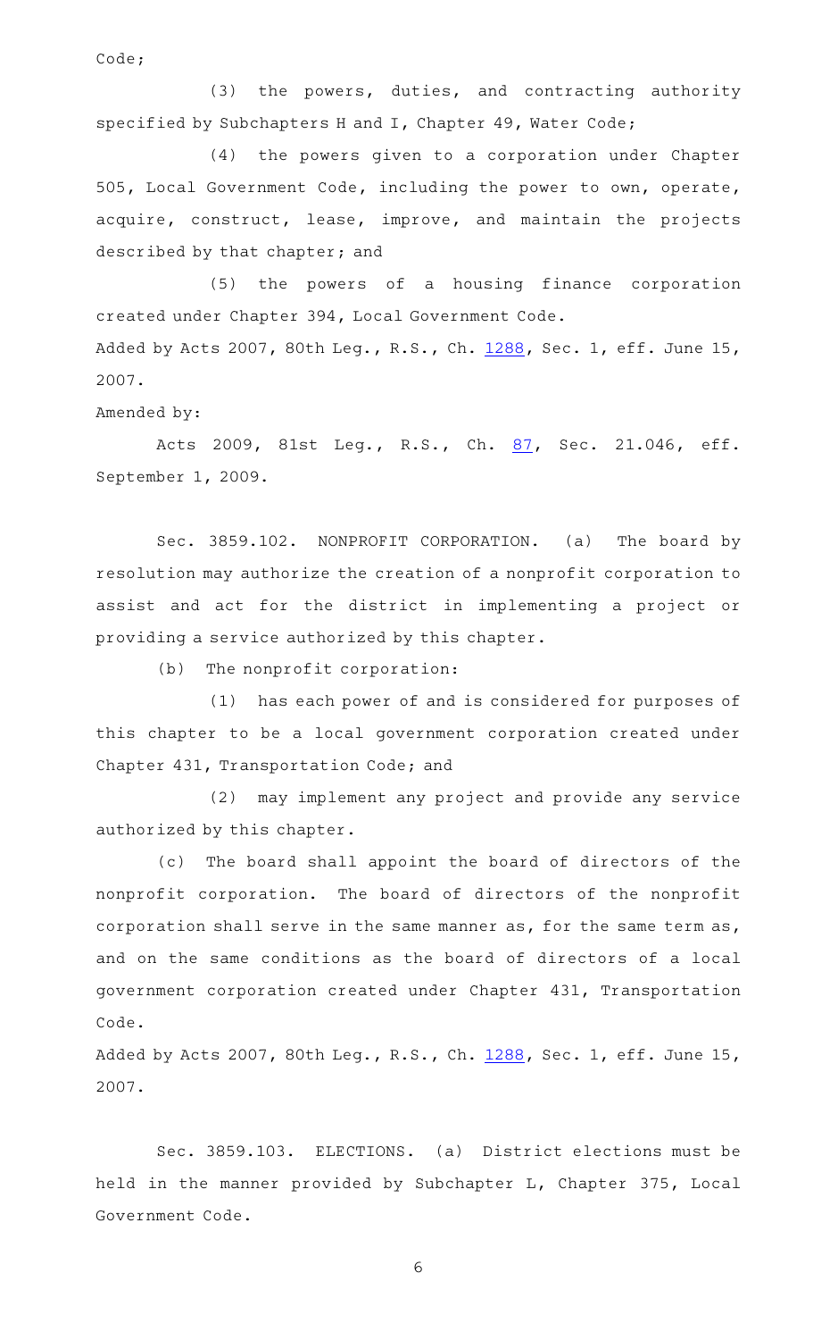Code;

(3) the powers, duties, and contracting authority specified by Subchapters H and I, Chapter 49, Water Code;

(4) the powers given to a corporation under Chapter 505, Local Government Code, including the power to own, operate, acquire, construct, lease, improve, and maintain the projects described by that chapter; and

(5) the powers of a housing finance corporation created under Chapter 394, Local Government Code.

Added by Acts 2007, 80th Leg., R.S., Ch. 1288, Sec. 1, eff. June 15, 2007.

Amended by:

Acts 2009, 81st Leg., R.S., Ch. 87, Sec. 21.046, eff. September 1, 2009.

Sec. 3859.102. NONPROFIT CORPORATION. (a) The board by resolution may authorize the creation of a nonprofit corporation to assist and act for the district in implementing a project or providing a service authorized by this chapter.

(b) The nonprofit corporation:

(1) has each power of and is considered for purposes of this chapter to be a local government corporation created under Chapter 431, Transportation Code; and

(2) may implement any project and provide any service authorized by this chapter.

(c) The board shall appoint the board of directors of the nonprofit corporation. The board of directors of the nonprofit corporation shall serve in the same manner as, for the same term as, and on the same conditions as the board of directors of a local government corporation created under Chapter 431, Transportation Code.

Added by Acts 2007, 80th Leg., R.S., Ch. 1288, Sec. 1, eff. June 15, 2007.

Sec. 3859.103. ELECTIONS. (a) District elections must be held in the manner provided by Subchapter L, Chapter 375, Local Government Code.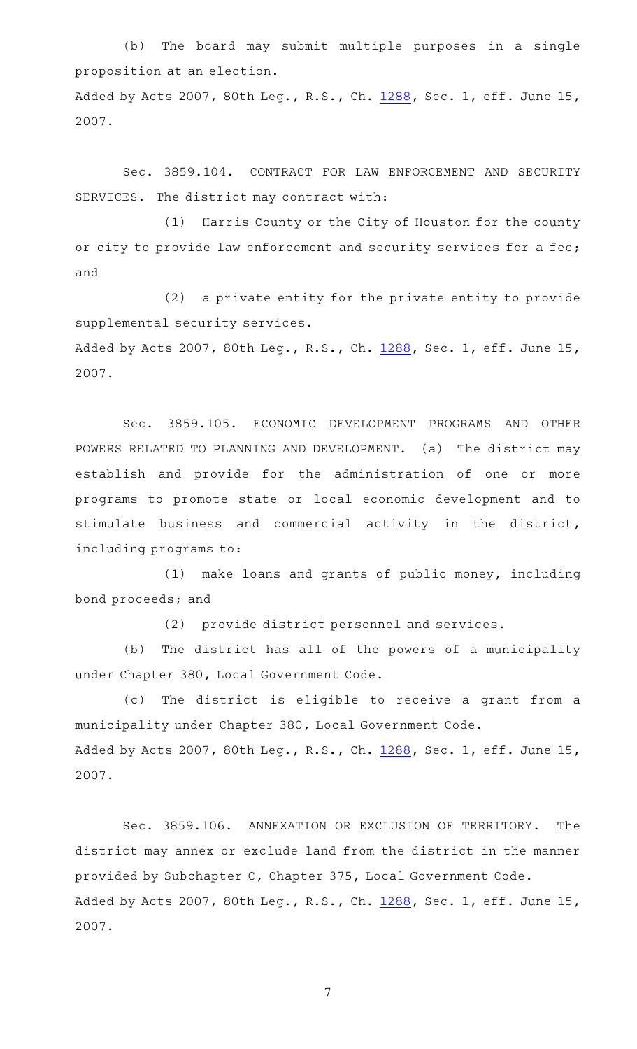(b) The board may submit multiple purposes in a single proposition at an election.

Added by Acts 2007, 80th Leg., R.S., Ch. 1288, Sec. 1, eff. June 15, 2007.

Sec. 3859.104. CONTRACT FOR LAW ENFORCEMENT AND SECURITY SERVICES. The district may contract with:

(1) Harris County or the City of Houston for the county or city to provide law enforcement and security services for a fee; and

(2) a private entity for the private entity to provide supplemental security services.

Added by Acts 2007, 80th Leg., R.S., Ch. 1288, Sec. 1, eff. June 15, 2007.

Sec. 3859.105. ECONOMIC DEVELOPMENT PROGRAMS AND OTHER POWERS RELATED TO PLANNING AND DEVELOPMENT. (a) The district may establish and provide for the administration of one or more programs to promote state or local economic development and to stimulate business and commercial activity in the district, including programs to:

(1) make loans and grants of public money, including bond proceeds; and

(2) provide district personnel and services.

(b) The district has all of the powers of a municipality under Chapter 380, Local Government Code.

(c) The district is eligible to receive a grant from a municipality under Chapter 380, Local Government Code.

Added by Acts 2007, 80th Leg., R.S., Ch. 1288, Sec. 1, eff. June 15, 2007.

Sec. 3859.106. ANNEXATION OR EXCLUSION OF TERRITORY. The district may annex or exclude land from the district in the manner provided by Subchapter C, Chapter 375, Local Government Code.

Added by Acts 2007, 80th Leg., R.S., Ch. 1288, Sec. 1, eff. June 15, 2007.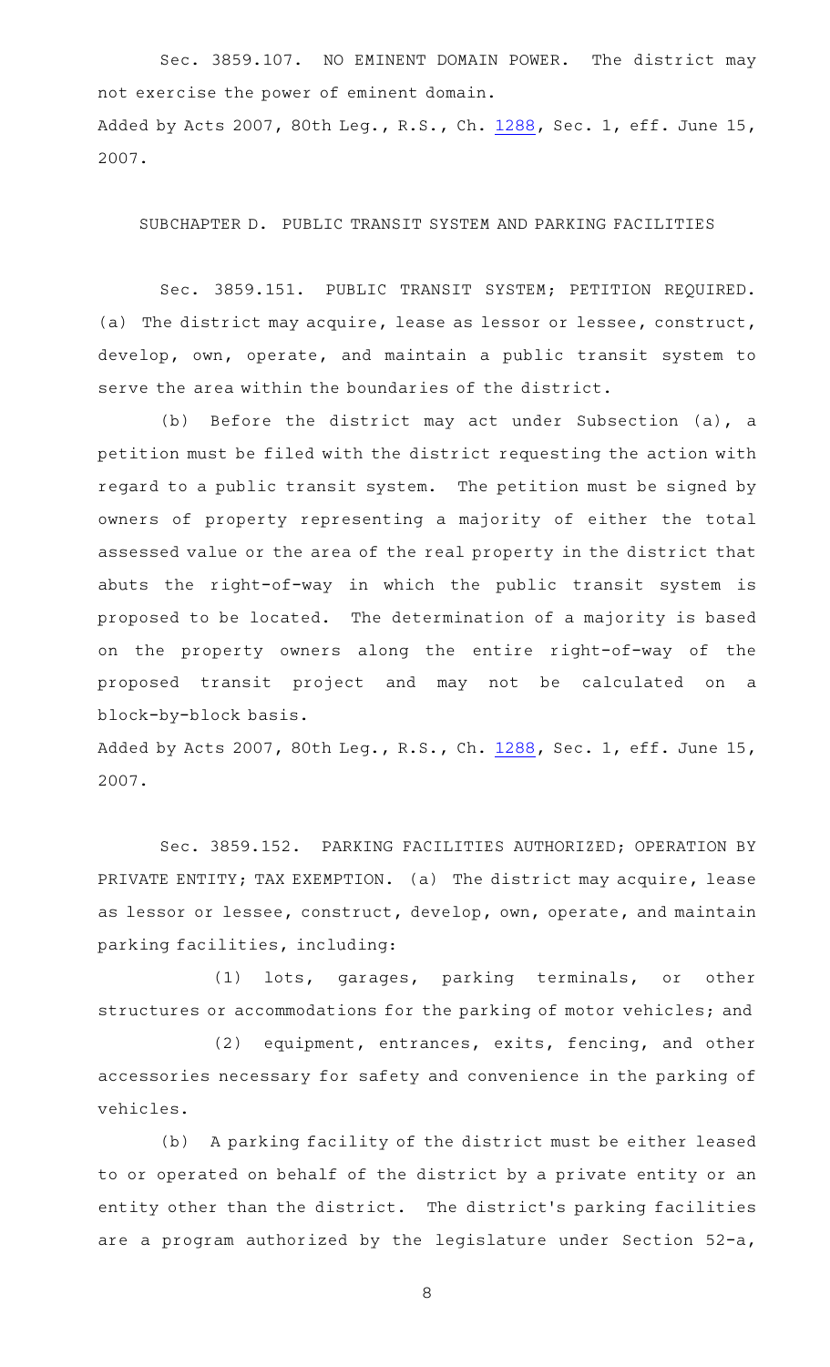Sec. 3859.107. NO EMINENT DOMAIN POWER. The district may not exercise the power of eminent domain.

Added by Acts 2007, 80th Leg., R.S., Ch. 1288, Sec. 1, eff. June 15, 2007.

SUBCHAPTER D. PUBLIC TRANSIT SYSTEM AND PARKING FACILITIES

Sec. 3859.151. PUBLIC TRANSIT SYSTEM; PETITION REQUIRED. (a) The district may acquire, lease as lessor or lessee, construct, develop, own, operate, and maintain a public transit system to serve the area within the boundaries of the district.

(b) Before the district may act under Subsection (a), a petition must be filed with the district requesting the action with regard to a public transit system. The petition must be signed by owners of property representing a majority of either the total assessed value or the area of the real property in the district that abuts the right-of-way in which the public transit system is proposed to be located. The determination of a majority is based on the property owners along the entire right-of-way of the proposed transit project and may not be calculated on a block-by-block basis.

Added by Acts 2007, 80th Leg., R.S., Ch. 1288, Sec. 1, eff. June 15, 2007.

Sec. 3859.152. PARKING FACILITIES AUTHORIZED; OPERATION BY PRIVATE ENTITY; TAX EXEMPTION. (a) The district may acquire, lease as lessor or lessee, construct, develop, own, operate, and maintain parking facilities, including:

(1) lots, garages, parking terminals, or other structures or accommodations for the parking of motor vehicles; and

(2) equipment, entrances, exits, fencing, and other accessories necessary for safety and convenience in the parking of vehicles.

(b) A parking facility of the district must be either leased to or operated on behalf of the district by a private entity or an entity other than the district. The district's parking facilities are a program authorized by the legislature under Section 52-a,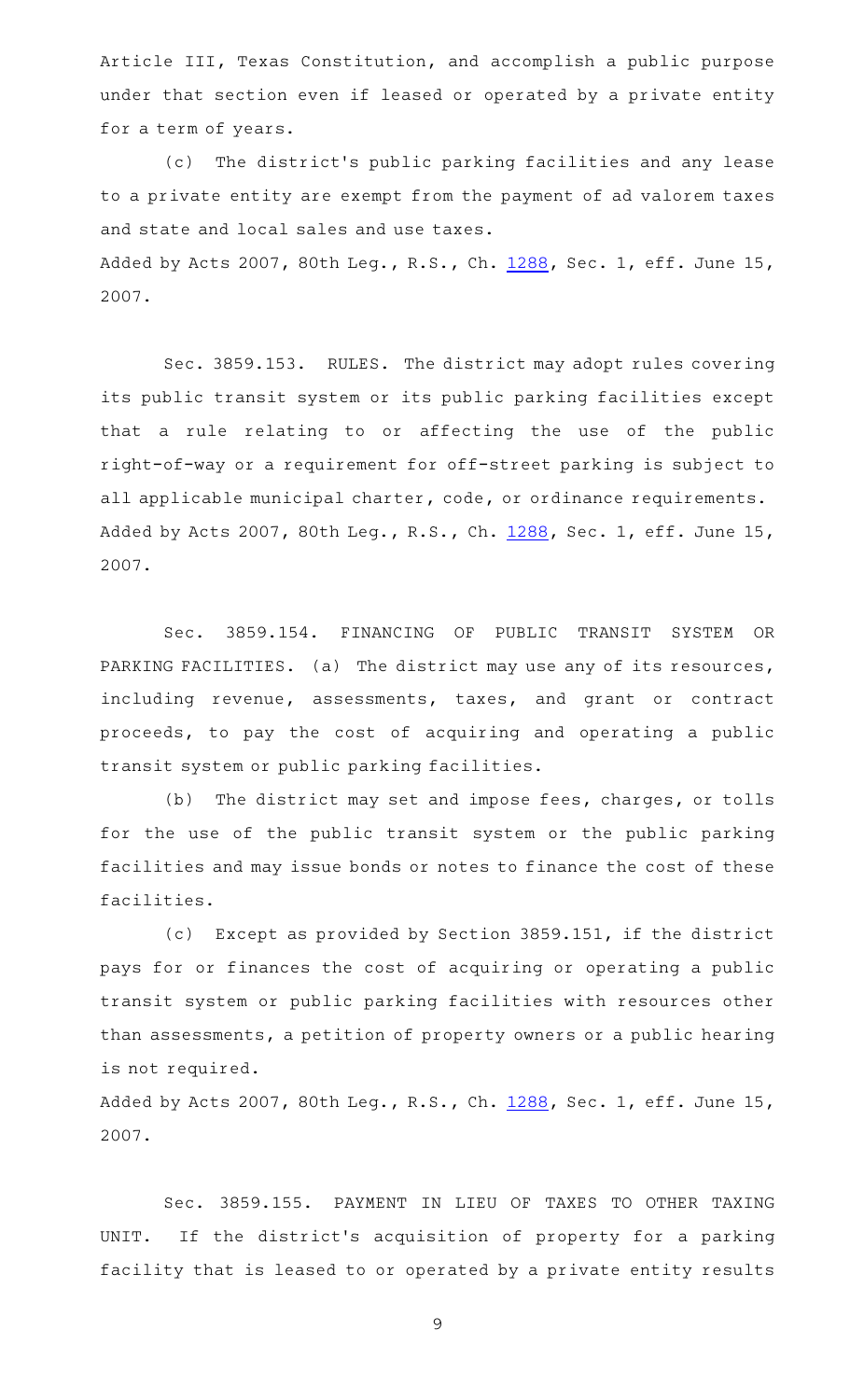Article III, Texas Constitution, and accomplish a public purpose under that section even if leased or operated by a private entity for a term of years.

(c) The district's public parking facilities and any lease to a private entity are exempt from the payment of ad valorem taxes and state and local sales and use taxes.

Added by Acts 2007, 80th Leg., R.S., Ch. 1288, Sec. 1, eff. June 15, 2007.

Sec. 3859.153. RULES. The district may adopt rules covering its public transit system or its public parking facilities except that a rule relating to or affecting the use of the public right-of-way or a requirement for off-street parking is subject to all applicable municipal charter, code, or ordinance requirements.

Added by Acts 2007, 80th Leg., R.S., Ch. 1288, Sec. 1, eff. June 15, 2007.

Sec. 3859.154. FINANCING OF PUBLIC TRANSIT SYSTEM OR PARKING FACILITIES. (a) The district may use any of its resources, including revenue, assessments, taxes, and grant or contract proceeds, to pay the cost of acquiring and operating a public transit system or public parking facilities.

(b) The district may set and impose fees, charges, or tolls for the use of the public transit system or the public parking facilities and may issue bonds or notes to finance the cost of these facilities.

(c) Except as provided by Section 3859.151, if the district pays for or finances the cost of acquiring or operating a public transit system or public parking facilities with resources other than assessments, a petition of property owners or a public hearing is not required.

Added by Acts 2007, 80th Leg., R.S., Ch. 1288, Sec. 1, eff. June 15, 2007.

Sec. 3859.155. PAYMENT IN LIEU OF TAXES TO OTHER TAXING UNIT. If the district's acquisition of property for a parking facility that is leased to or operated by a private entity results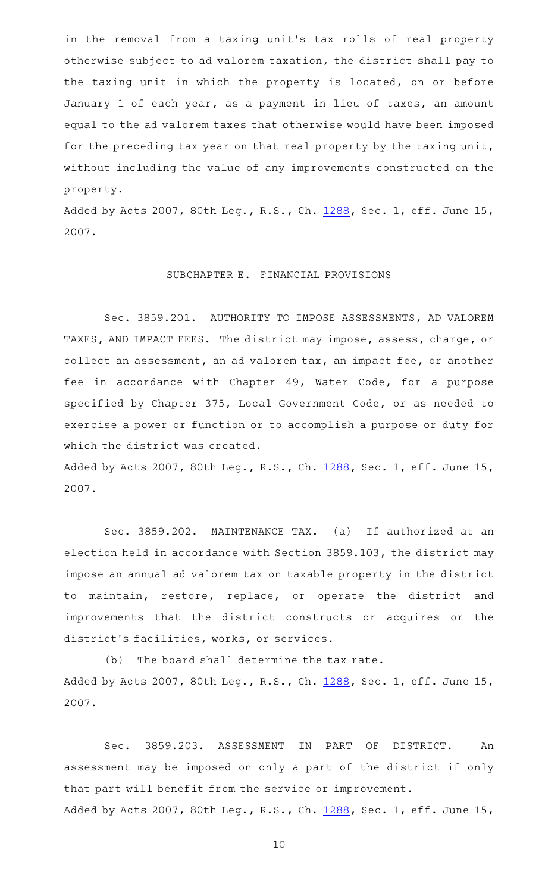in the removal from a taxing unit's tax rolls of real property otherwise subject to ad valorem taxation, the district shall pay to the taxing unit in which the property is located, on or before January 1 of each year, as a payment in lieu of taxes, an amount equal to the ad valorem taxes that otherwise would have been imposed for the preceding tax year on that real property by the taxing unit, without including the value of any improvements constructed on the property.

Added by Acts 2007, 80th Leg., R.S., Ch. 1288, Sec. 1, eff. June 15, 2007.

## SUBCHAPTER E. FINANCIAL PROVISIONS

Sec. 3859.201. AUTHORITY TO IMPOSE ASSESSMENTS, AD VALOREM TAXES, AND IMPACT FEES. The district may impose, assess, charge, or collect an assessment, an ad valorem tax, an impact fee, or another fee in accordance with Chapter 49, Water Code, for a purpose specified by Chapter 375, Local Government Code, or as needed to exercise a power or function or to accomplish a purpose or duty for which the district was created.

Added by Acts 2007, 80th Leg., R.S., Ch. 1288, Sec. 1, eff. June 15, 2007.

Sec. 3859.202. MAINTENANCE TAX. (a) If authorized at an election held in accordance with Section 3859.103, the district may impose an annual ad valorem tax on taxable property in the district to maintain, restore, replace, or operate the district and improvements that the district constructs or acquires or the district's facilities, works, or services.

(b) The board shall determine the tax rate.

Added by Acts 2007, 80th Leg., R.S., Ch. 1288, Sec. 1, eff. June 15, 2007.

Sec. 3859.203. ASSESSMENT IN PART OF DISTRICT. An assessment may be imposed on only a part of the district if only that part will benefit from the service or improvement.

Added by Acts 2007, 80th Leg., R.S., Ch. 1288, Sec. 1, eff. June 15,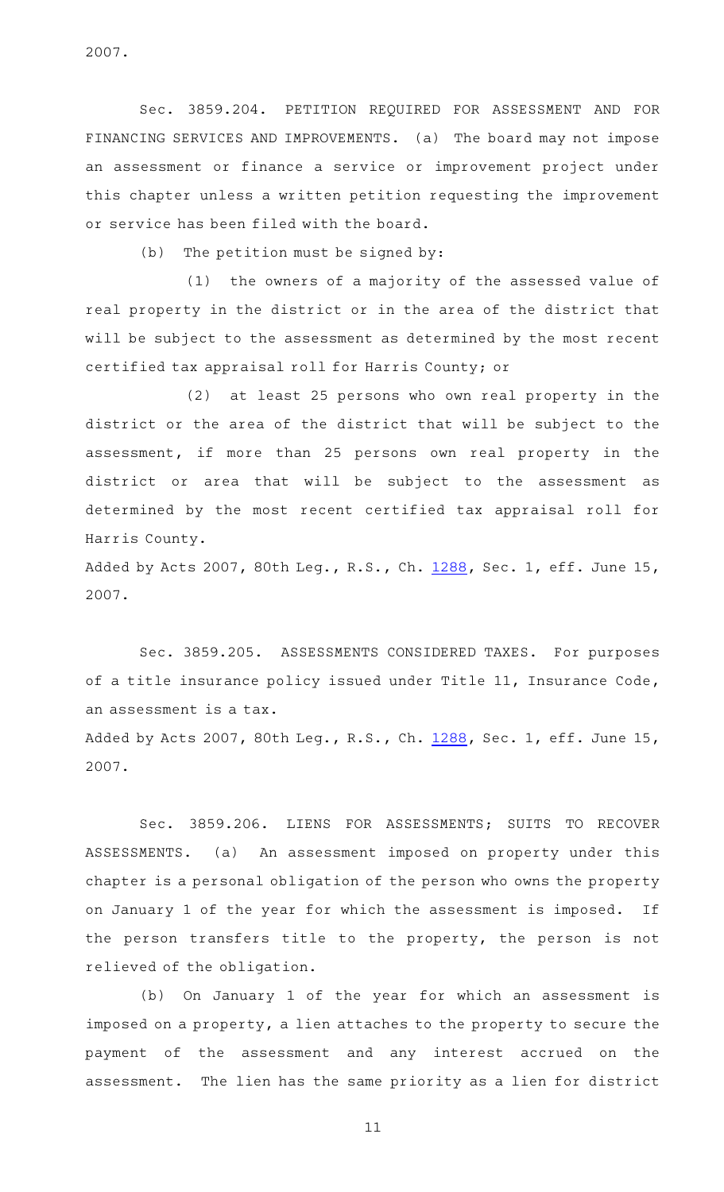2007.

Sec. 3859.204. PETITION REQUIRED FOR ASSESSMENT AND FOR FINANCING SERVICES AND IMPROVEMENTS. (a) The board may not impose an assessment or finance a service or improvement project under this chapter unless a written petition requesting the improvement or service has been filed with the board.

(b) The petition must be signed by:

(1) the owners of a majority of the assessed value of real property in the district or in the area of the district that will be subject to the assessment as determined by the most recent certified tax appraisal roll for Harris County; or

(2) at least 25 persons who own real property in the district or the area of the district that will be subject to the assessment, if more than 25 persons own real property in the district or area that will be subject to the assessment as determined by the most recent certified tax appraisal roll for Harris County.

Added by Acts 2007, 80th Leg., R.S., Ch. 1288, Sec. 1, eff. June 15, 2007.

Sec. 3859.205. ASSESSMENTS CONSIDERED TAXES. For purposes of a title insurance policy issued under Title 11, Insurance Code, an assessment is a tax.

Added by Acts 2007, 80th Leg., R.S., Ch. 1288, Sec. 1, eff. June 15, 2007.

Sec. 3859.206. LIENS FOR ASSESSMENTS; SUITS TO RECOVER ASSESSMENTS. (a) An assessment imposed on property under this chapter is a personal obligation of the person who owns the property on January 1 of the year for which the assessment is imposed. If the person transfers title to the property, the person is not relieved of the obligation.

(b) On January 1 of the year for which an assessment is imposed on a property, a lien attaches to the property to secure the payment of the assessment and any interest accrued on the assessment. The lien has the same priority as a lien for district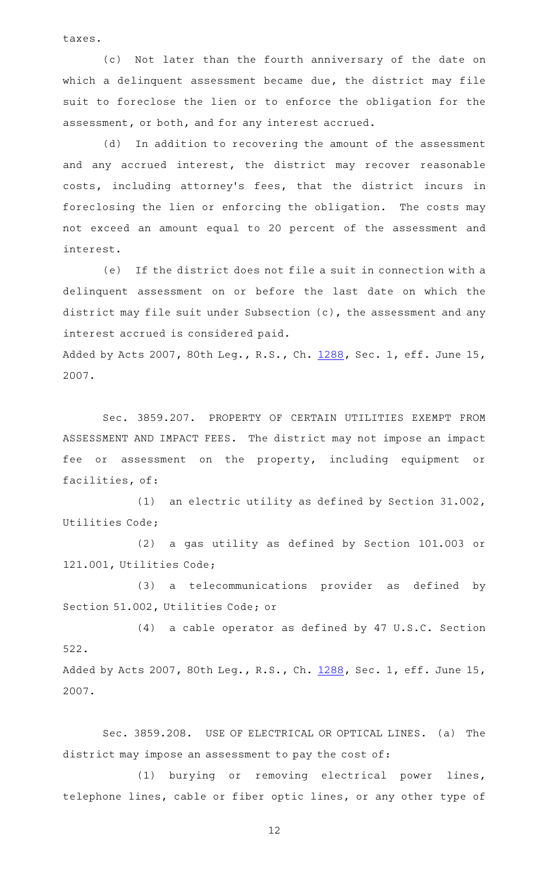taxes.

(c) Not later than the fourth anniversary of the date on which a delinquent assessment became due, the district may file suit to foreclose the lien or to enforce the obligation for the assessment, or both, and for any interest accrued.

(d) In addition to recovering the amount of the assessment and any accrued interest, the district may recover reasonable costs, including attorney's fees, that the district incurs in foreclosing the lien or enforcing the obligation. The costs may not exceed an amount equal to 20 percent of the assessment and interest.

(e) If the district does not file a suit in connection with a delinquent assessment on or before the last date on which the district may file suit under Subsection (c), the assessment and any interest accrued is considered paid.

Added by Acts 2007, 80th Leg., R.S., Ch. 1288, Sec. 1, eff. June 15, 2007.

Sec. 3859.207. PROPERTY OF CERTAIN UTILITIES EXEMPT FROM ASSESSMENT AND IMPACT FEES. The district may not impose an impact fee or assessment on the property, including equipment or facilities, of:

(1) an electric utility as defined by Section 31.002, Utilities Code;

(2) a gas utility as defined by Section 101.003 or 121.001, Utilities Code;

(3) a telecommunications provider as defined by Section 51.002, Utilities Code; or

(4) a cable operator as defined by 47 U.S.C. Section 522.

Added by Acts 2007, 80th Leg., R.S., Ch. 1288, Sec. 1, eff. June 15, 2007.

Sec. 3859.208. USE OF ELECTRICAL OR OPTICAL LINES. (a) The district may impose an assessment to pay the cost of:

(1) burying or removing electrical power lines, telephone lines, cable or fiber optic lines, or any other type of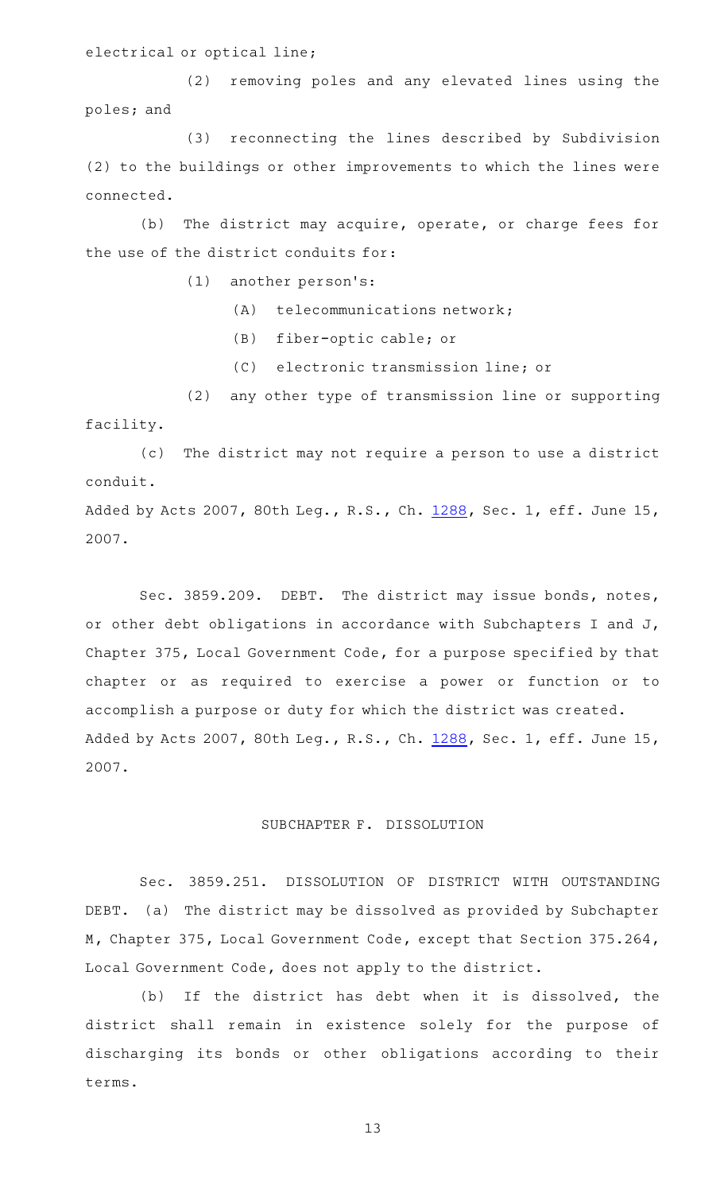electrical or optical line;

(2) removing poles and any elevated lines using the poles; and

(3) reconnecting the lines described by Subdivision (2) to the buildings or other improvements to which the lines were connected.

(b) The district may acquire, operate, or charge fees for the use of the district conduits for:

(1) another person's:

(A) telecommunications network;

(B) fiber-optic cable; or

(C) electronic transmission line; or

(2) any other type of transmission line or supporting facility.

(c) The district may not require a person to use a district conduit.

Added by Acts 2007, 80th Leg., R.S., Ch. 1288, Sec. 1, eff. June 15, 2007.

Sec. 3859.209. DEBT. The district may issue bonds, notes, or other debt obligations in accordance with Subchapters I and J, Chapter 375, Local Government Code, for a purpose specified by that chapter or as required to exercise a power or function or to accomplish a purpose or duty for which the district was created.

Added by Acts 2007, 80th Leg., R.S., Ch. 1288, Sec. 1, eff. June 15, 2007.

## SUBCHAPTER F. DISSOLUTION

Sec. 3859.251. DISSOLUTION OF DISTRICT WITH OUTSTANDING DEBT. (a) The district may be dissolved as provided by Subchapter M, Chapter 375, Local Government Code, except that Section 375.264, Local Government Code, does not apply to the district.

(b) If the district has debt when it is dissolved, the district shall remain in existence solely for the purpose of discharging its bonds or other obligations according to their terms.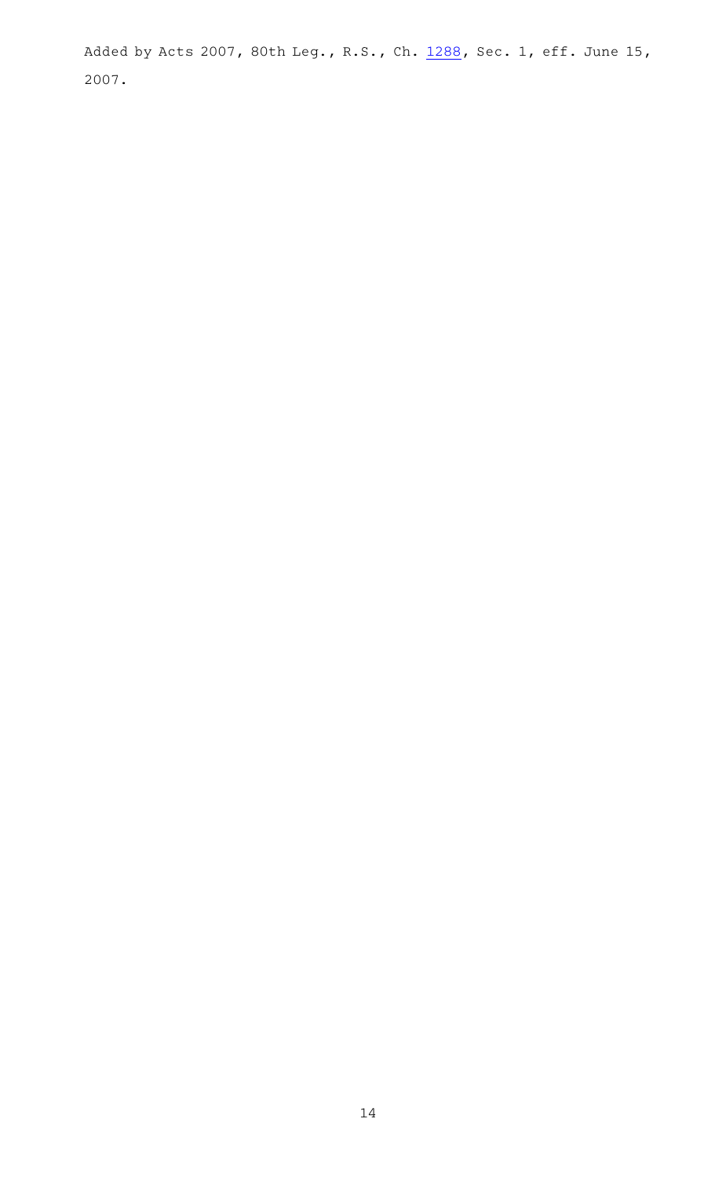Added by Acts 2007, 80th Leg., R.S., Ch. 1288, Sec. 1, eff. June 15, 2007.